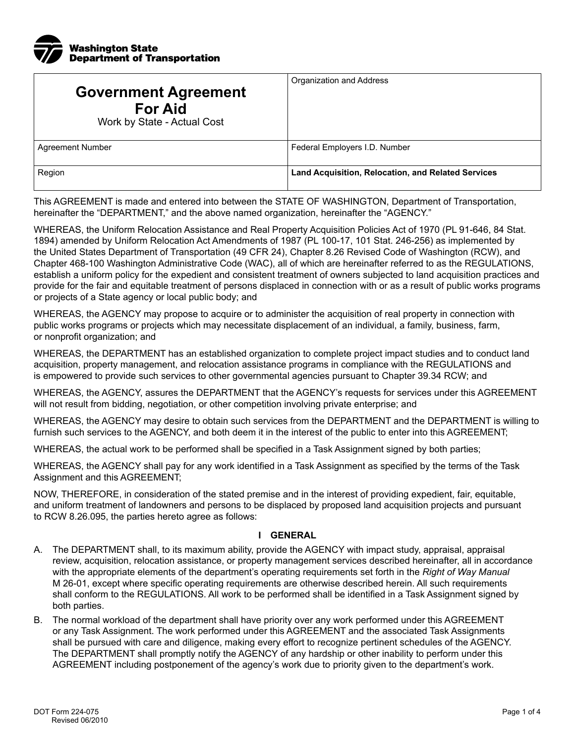Washington State Department of Transportation

| **Government Agreement For Aid** Work by State - Actual Cost | Organization and Address |
|---|---|
| Agreement Number | Federal Employers I.D. Number |
| Region | **Land Acquisition, Relocation, and Related Services** |

This AGREEMENT is made and entered into between the STATE OF WASHINGTON, Department of Transportation, hereinafter the "DEPARTMENT," and the above named organization, hereinafter the "AGENCY."

WHEREAS, the Uniform Relocation Assistance and Real Property Acquisition Policies Act of 1970 (PL 91-646, 84 Stat. 1894) amended by Uniform Relocation Act Amendments of 1987 (PL 100-17, 101 Stat. 246-256) as implemented by the United States Department of Transportation (49 CFR 24), Chapter 8.26 Revised Code of Washington (RCW), and Chapter 468-100 Washington Administrative Code (WAC), all of which are hereinafter referred to as the REGULATIONS, establish a uniform policy for the expedient and consistent treatment of owners subjected to land acquisition practices and provide for the fair and equitable treatment of persons displaced in connection with or as a result of public works programs or projects of a State agency or local public body; and

WHEREAS, the AGENCY may propose to acquire or to administer the acquisition of real property in connection with public works programs or projects which may necessitate displacement of an individual, a family, business, farm, or nonprofit organization; and

WHEREAS, the DEPARTMENT has an established organization to complete project impact studies and to conduct land acquisition, property management, and relocation assistance programs in compliance with the REGULATIONS and is empowered to provide such services to other governmental agencies pursuant to Chapter 39.34 RCW; and

WHEREAS, the AGENCY, assures the DEPARTMENT that the AGENCY's requests for services under this AGREEMENT will not result from bidding, negotiation, or other competition involving private enterprise; and

WHEREAS, the AGENCY may desire to obtain such services from the DEPARTMENT and the DEPARTMENT is willing to furnish such services to the AGENCY, and both deem it in the interest of the public to enter into this AGREEMENT;

WHEREAS, the actual work to be performed shall be specified in a Task Assignment signed by both parties;

WHEREAS, the AGENCY shall pay for any work identified in a Task Assignment as specified by the terms of the Task Assignment and this AGREEMENT;

NOW, THEREFORE, in consideration of the stated premise and in the interest of providing expedient, fair, equitable, and uniform treatment of landowners and persons to be displaced by proposed land acquisition projects and pursuant to RCW 8.26.095, the parties hereto agree as follows:

## I GENERAL

A. The DEPARTMENT shall, to its maximum ability, provide the AGENCY with impact study, appraisal, appraisal review, acquisition, relocation assistance, or property management services described hereinafter, all in accordance with the appropriate elements of the department's operating requirements set forth in the *Right of Way Manual* M 26-01, except where specific operating requirements are otherwise described herein. All such requirements shall conform to the REGULATIONS. All work to be performed shall be identified in a Task Assignment signed by both parties.

B. The normal workload of the department shall have priority over any work performed under this AGREEMENT or any Task Assignment. The work performed under this AGREEMENT and the associated Task Assignments shall be pursued with care and diligence, making every effort to recognize pertinent schedules of the AGENCY. The DEPARTMENT shall promptly notify the AGENCY of any hardship or other inability to perform under this AGREEMENT including postponement of the agency's work due to priority given to the department's work.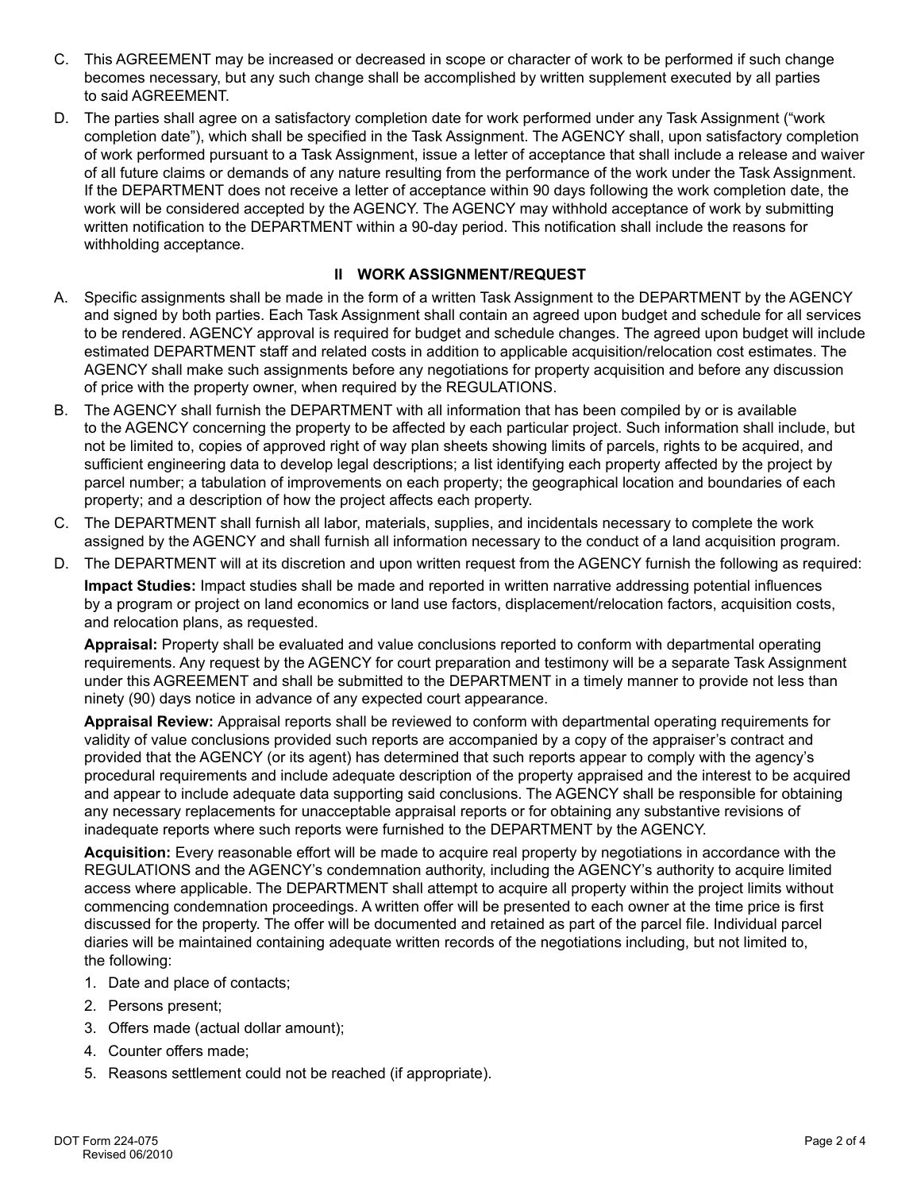C. This AGREEMENT may be increased or decreased in scope or character of work to be performed if such change becomes necessary, but any such change shall be accomplished by written supplement executed by all parties to said AGREEMENT.

D. The parties shall agree on a satisfactory completion date for work performed under any Task Assignment ("work completion date"), which shall be specified in the Task Assignment. The AGENCY shall, upon satisfactory completion of work performed pursuant to a Task Assignment, issue a letter of acceptance that shall include a release and waiver of all future claims or demands of any nature resulting from the performance of the work under the Task Assignment. If the DEPARTMENT does not receive a letter of acceptance within 90 days following the work completion date, the work will be considered accepted by the AGENCY. The AGENCY may withhold acceptance of work by submitting written notification to the DEPARTMENT within a 90-day period. This notification shall include the reasons for withholding acceptance.

## II WORK ASSIGNMENT/REQUEST

A. Specific assignments shall be made in the form of a written Task Assignment to the DEPARTMENT by the AGENCY and signed by both parties. Each Task Assignment shall contain an agreed upon budget and schedule for all services to be rendered. AGENCY approval is required for budget and schedule changes. The agreed upon budget will include estimated DEPARTMENT staff and related costs in addition to applicable acquisition/relocation cost estimates. The AGENCY shall make such assignments before any negotiations for property acquisition and before any discussion of price with the property owner, when required by the REGULATIONS.

B. The AGENCY shall furnish the DEPARTMENT with all information that has been compiled by or is available to the AGENCY concerning the property to be affected by each particular project. Such information shall include, but not be limited to, copies of approved right of way plan sheets showing limits of parcels, rights to be acquired, and sufficient engineering data to develop legal descriptions; a list identifying each property affected by the project by parcel number; a tabulation of improvements on each property; the geographical location and boundaries of each property; and a description of how the project affects each property.

C. The DEPARTMENT shall furnish all labor, materials, supplies, and incidentals necessary to complete the work assigned by the AGENCY and shall furnish all information necessary to the conduct of a land acquisition program.

D. The DEPARTMENT will at its discretion and upon written request from the AGENCY furnish the following as required:

**Impact Studies:** Impact studies shall be made and reported in written narrative addressing potential influences by a program or project on land economics or land use factors, displacement/relocation factors, acquisition costs, and relocation plans, as requested.

**Appraisal:** Property shall be evaluated and value conclusions reported to conform with departmental operating requirements. Any request by the AGENCY for court preparation and testimony will be a separate Task Assignment under this AGREEMENT and shall be submitted to the DEPARTMENT in a timely manner to provide not less than ninety (90) days notice in advance of any expected court appearance.

**Appraisal Review:** Appraisal reports shall be reviewed to conform with departmental operating requirements for validity of value conclusions provided such reports are accompanied by a copy of the appraiser's contract and provided that the AGENCY (or its agent) has determined that such reports appear to comply with the agency's procedural requirements and include adequate description of the property appraised and the interest to be acquired and appear to include adequate data supporting said conclusions. The AGENCY shall be responsible for obtaining any necessary replacements for unacceptable appraisal reports or for obtaining any substantive revisions of inadequate reports where such reports were furnished to the DEPARTMENT by the AGENCY.

**Acquisition:** Every reasonable effort will be made to acquire real property by negotiations in accordance with the REGULATIONS and the AGENCY's condemnation authority, including the AGENCY's authority to acquire limited access where applicable. The DEPARTMENT shall attempt to acquire all property within the project limits without commencing condemnation proceedings. A written offer will be presented to each owner at the time price is first discussed for the property. The offer will be documented and retained as part of the parcel file. Individual parcel diaries will be maintained containing adequate written records of the negotiations including, but not limited to, the following:

1. Date and place of contacts;
2. Persons present;
3. Offers made (actual dollar amount);
4. Counter offers made;
5. Reasons settlement could not be reached (if appropriate).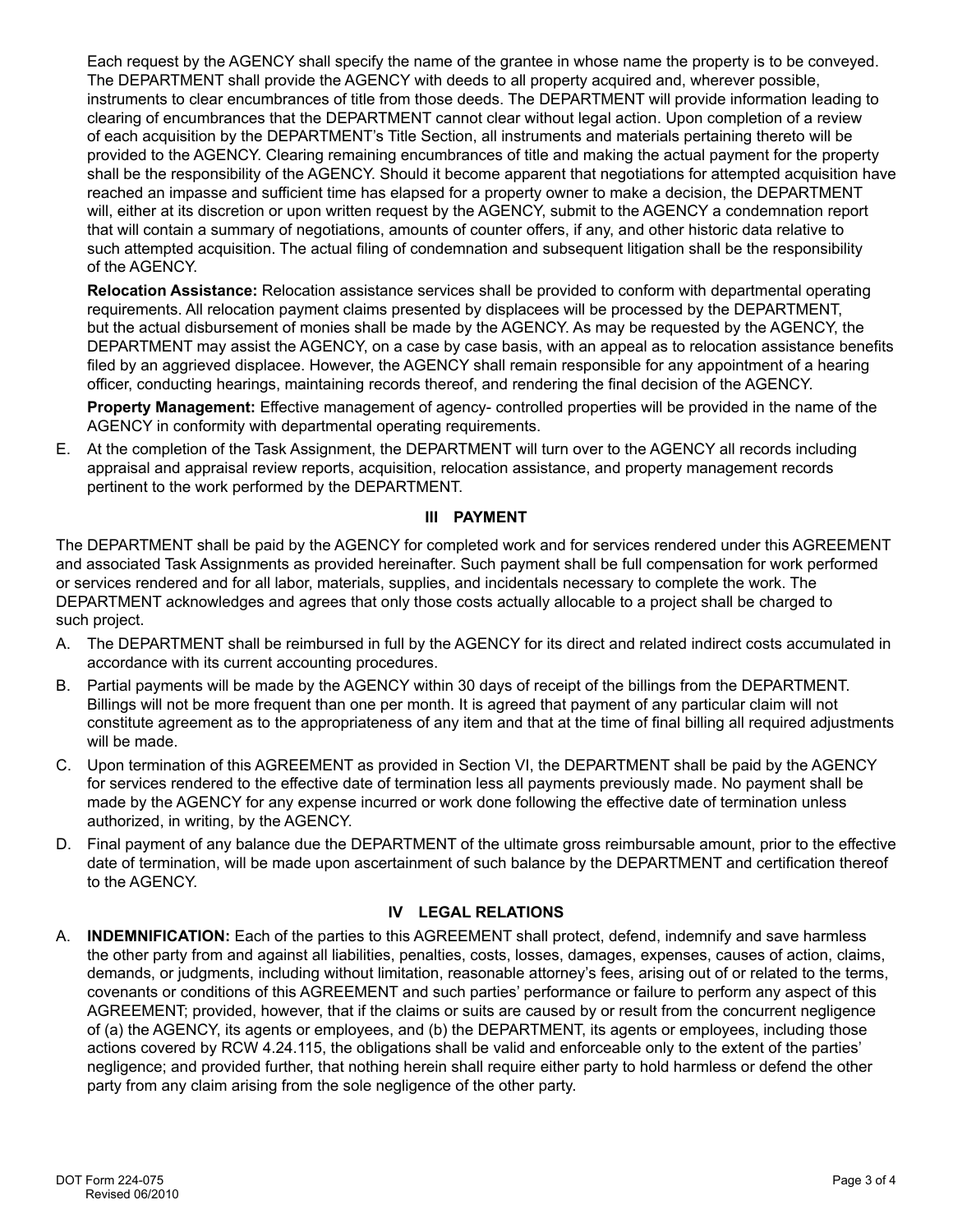Each request by the AGENCY shall specify the name of the grantee in whose name the property is to be conveyed. The DEPARTMENT shall provide the AGENCY with deeds to all property acquired and, wherever possible, instruments to clear encumbrances of title from those deeds. The DEPARTMENT will provide information leading to clearing of encumbrances that the DEPARTMENT cannot clear without legal action. Upon completion of a review of each acquisition by the DEPARTMENT's Title Section, all instruments and materials pertaining thereto will be provided to the AGENCY. Clearing remaining encumbrances of title and making the actual payment for the property shall be the responsibility of the AGENCY. Should it become apparent that negotiations for attempted acquisition have reached an impasse and sufficient time has elapsed for a property owner to make a decision, the DEPARTMENT will, either at its discretion or upon written request by the AGENCY, submit to the AGENCY a condemnation report that will contain a summary of negotiations, amounts of counter offers, if any, and other historic data relative to such attempted acquisition. The actual filing of condemnation and subsequent litigation shall be the responsibility of the AGENCY.

**Relocation Assistance:** Relocation assistance services shall be provided to conform with departmental operating requirements. All relocation payment claims presented by displacees will be processed by the DEPARTMENT, but the actual disbursement of monies shall be made by the AGENCY. As may be requested by the AGENCY, the DEPARTMENT may assist the AGENCY, on a case by case basis, with an appeal as to relocation assistance benefits filed by an aggrieved displacee. However, the AGENCY shall remain responsible for any appointment of a hearing officer, conducting hearings, maintaining records thereof, and rendering the final decision of the AGENCY.

**Property Management:** Effective management of agency- controlled properties will be provided in the name of the AGENCY in conformity with departmental operating requirements.

E. At the completion of the Task Assignment, the DEPARTMENT will turn over to the AGENCY all records including appraisal and appraisal review reports, acquisition, relocation assistance, and property management records pertinent to the work performed by the DEPARTMENT.

## III PAYMENT

The DEPARTMENT shall be paid by the AGENCY for completed work and for services rendered under this AGREEMENT and associated Task Assignments as provided hereinafter. Such payment shall be full compensation for work performed or services rendered and for all labor, materials, supplies, and incidentals necessary to complete the work. The DEPARTMENT acknowledges and agrees that only those costs actually allocable to a project shall be charged to such project.

A. The DEPARTMENT shall be reimbursed in full by the AGENCY for its direct and related indirect costs accumulated in accordance with its current accounting procedures.

B. Partial payments will be made by the AGENCY within 30 days of receipt of the billings from the DEPARTMENT. Billings will not be more frequent than one per month. It is agreed that payment of any particular claim will not constitute agreement as to the appropriateness of any item and that at the time of final billing all required adjustments will be made.

C. Upon termination of this AGREEMENT as provided in Section VI, the DEPARTMENT shall be paid by the AGENCY for services rendered to the effective date of termination less all payments previously made. No payment shall be made by the AGENCY for any expense incurred or work done following the effective date of termination unless authorized, in writing, by the AGENCY.

D. Final payment of any balance due the DEPARTMENT of the ultimate gross reimbursable amount, prior to the effective date of termination, will be made upon ascertainment of such balance by the DEPARTMENT and certification thereof to the AGENCY.

## IV LEGAL RELATIONS

A. **INDEMNIFICATION:** Each of the parties to this AGREEMENT shall protect, defend, indemnify and save harmless the other party from and against all liabilities, penalties, costs, losses, damages, expenses, causes of action, claims, demands, or judgments, including without limitation, reasonable attorney's fees, arising out of or related to the terms, covenants or conditions of this AGREEMENT and such parties' performance or failure to perform any aspect of this AGREEMENT; provided, however, that if the claims or suits are caused by or result from the concurrent negligence of (a) the AGENCY, its agents or employees, and (b) the DEPARTMENT, its agents or employees, including those actions covered by RCW 4.24.115, the obligations shall be valid and enforceable only to the extent of the parties' negligence; and provided further, that nothing herein shall require either party to hold harmless or defend the other party from any claim arising from the sole negligence of the other party.

DOT Form 224-075
Revised 06/2010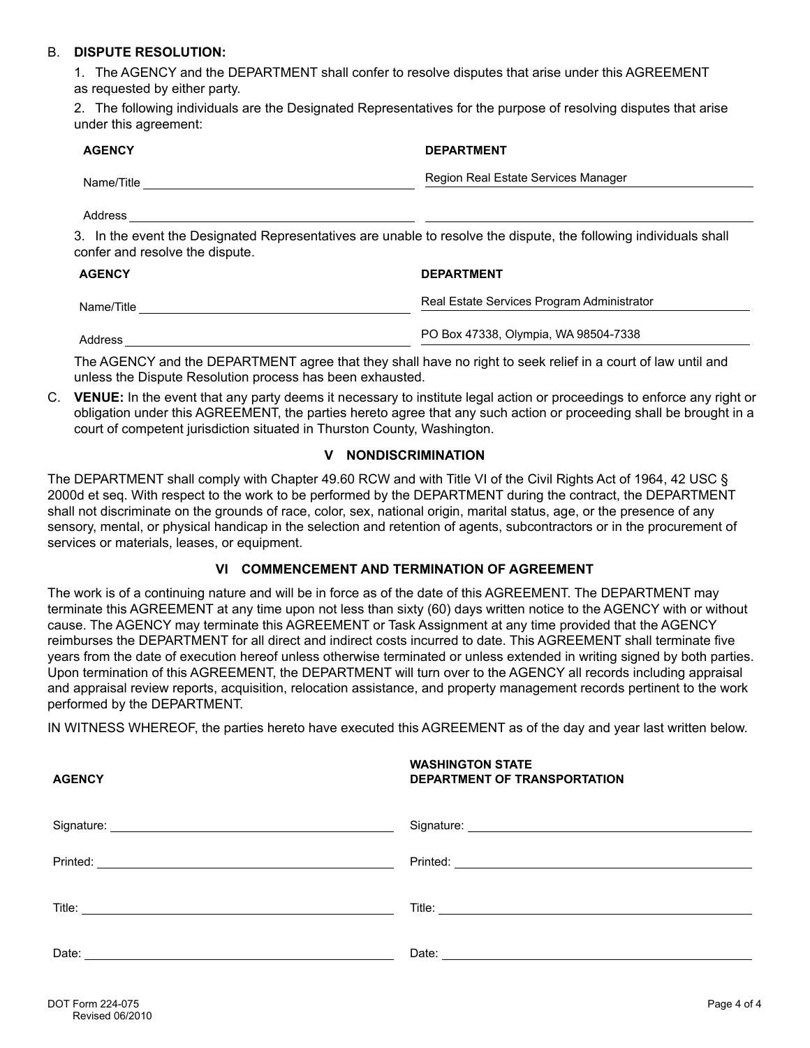B. **DISPUTE RESOLUTION:**

1. The AGENCY and the DEPARTMENT shall confer to resolve disputes that arise under this AGREEMENT as requested by either party.

2. The following individuals are the Designated Representatives for the purpose of resolving disputes that arise under this agreement:

| **AGENCY** | **DEPARTMENT** |
|---|---|
| Name/Title ______________________ | Region Real Estate Services Manager |
| Address ______________________ | ______________________ |

3. In the event the Designated Representatives are unable to resolve the dispute, the following individuals shall confer and resolve the dispute.

| **AGENCY** | **DEPARTMENT** |
|---|---|
| Name/Title ______________________ | Real Estate Services Program Administrator |
| Address ______________________ | PO Box 47338, Olympia, WA 98504-7338 |

The AGENCY and the DEPARTMENT agree that they shall have no right to seek relief in a court of law until and unless the Dispute Resolution process has been exhausted.

C. **VENUE:** In the event that any party deems it necessary to institute legal action or proceedings to enforce any right or obligation under this AGREEMENT, the parties hereto agree that any such action or proceeding shall be brought in a court of competent jurisdiction situated in Thurston County, Washington.

## V NONDISCRIMINATION

The DEPARTMENT shall comply with Chapter 49.60 RCW and with Title VI of the Civil Rights Act of 1964, 42 USC § 2000d et seq. With respect to the work to be performed by the DEPARTMENT during the contract, the DEPARTMENT shall not discriminate on the grounds of race, color, sex, national origin, marital status, age, or the presence of any sensory, mental, or physical handicap in the selection and retention of agents, subcontractors or in the procurement of services or materials, leases, or equipment.

## VI COMMENCEMENT AND TERMINATION OF AGREEMENT

The work is of a continuing nature and will be in force as of the date of this AGREEMENT. The DEPARTMENT may terminate this AGREEMENT at any time upon not less than sixty (60) days written notice to the AGENCY with or without cause. The AGENCY may terminate this AGREEMENT or Task Assignment at any time provided that the AGENCY reimburses the DEPARTMENT for all direct and indirect costs incurred to date. This AGREEMENT shall terminate five years from the date of execution hereof unless otherwise terminated or unless extended in writing signed by both parties. Upon termination of this AGREEMENT, the DEPARTMENT will turn over to the AGENCY all records including appraisal and appraisal review reports, acquisition, relocation assistance, and property management records pertinent to the work performed by the DEPARTMENT.

IN WITNESS WHEREOF, the parties hereto have executed this AGREEMENT as of the day and year last written below.

| **AGENCY** | **WASHINGTON STATE DEPARTMENT OF TRANSPORTATION** |
|---|---|
| Signature: ______________________ | Signature: ______________________ |
| Printed: ______________________ | Printed: ______________________ |
| Title: ______________________ | Title: ______________________ |
| Date: ______________________ | Date: ______________________ |

DOT Form 224-075
Revised 06/2010